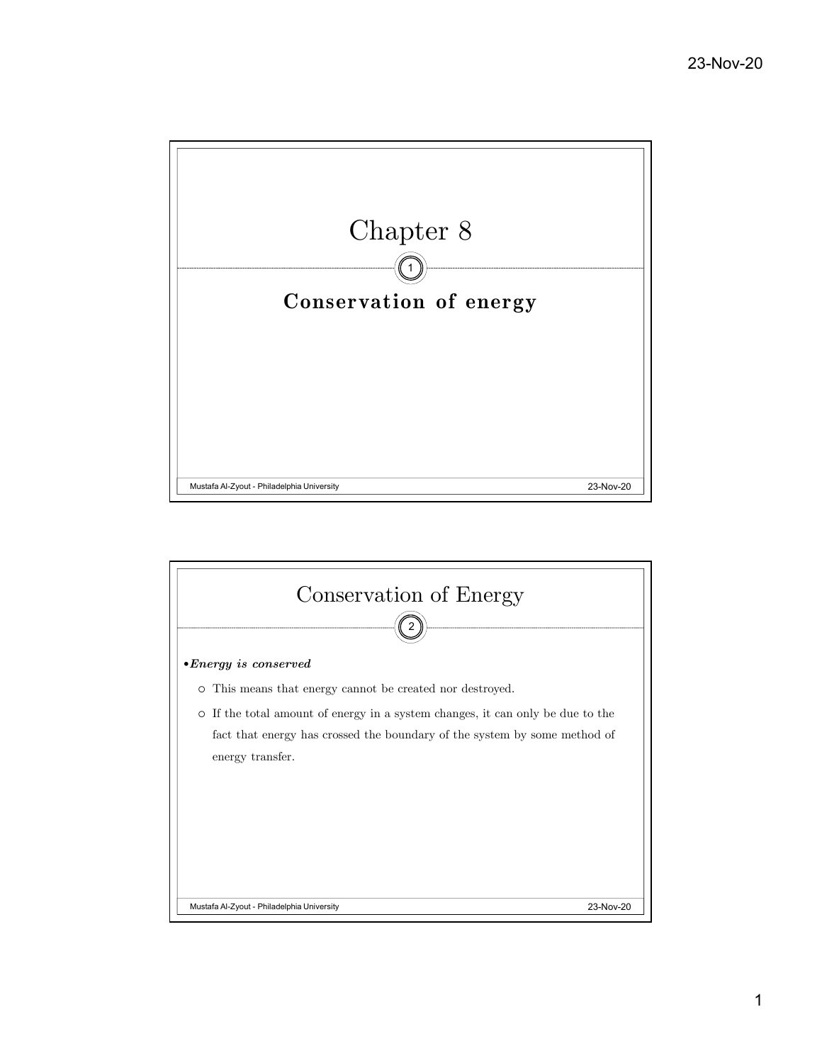# Chapter 8

## Conservation of energy

# Conservation of Energy

- ***Energy is conserved***
  - This means that energy cannot be created nor destroyed.
  - If the total amount of energy in a system changes, it can only be due to the fact that energy has crossed the boundary of the system by some method of energy transfer.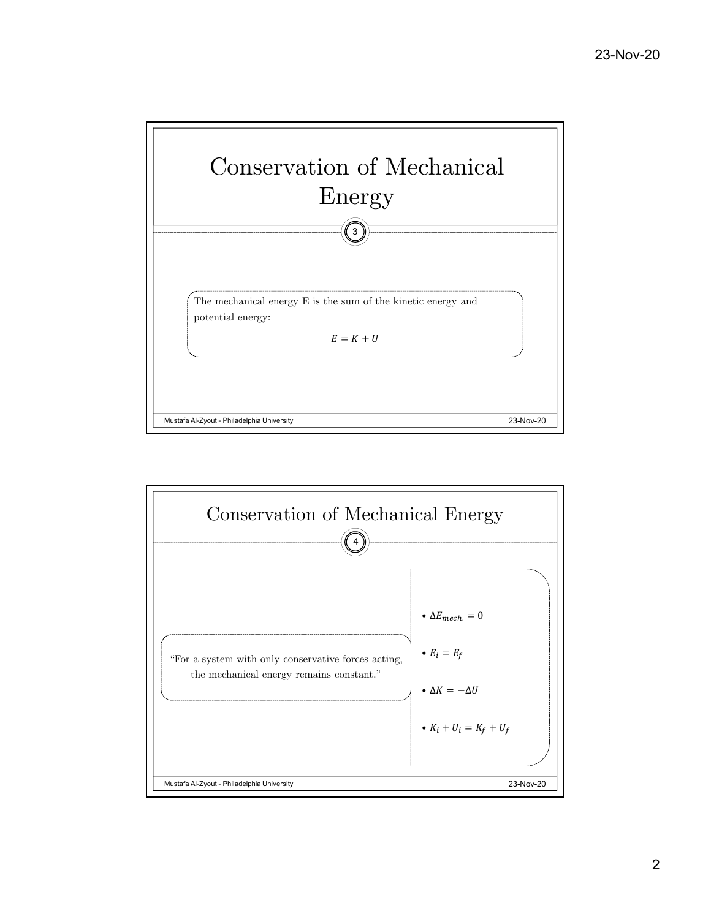# Conservation of Mechanical Energy

The mechanical energy E is the sum of the kinetic energy and potential energy:

$$E = K + U$$

# Conservation of Mechanical Energy

"For a system with only conservative forces acting, the mechanical energy remains constant."

- $\Delta E_{mech.} = 0$
- $E_i = E_f$
- $\Delta K = -\Delta U$
- $K_i + U_i = K_f + U_f$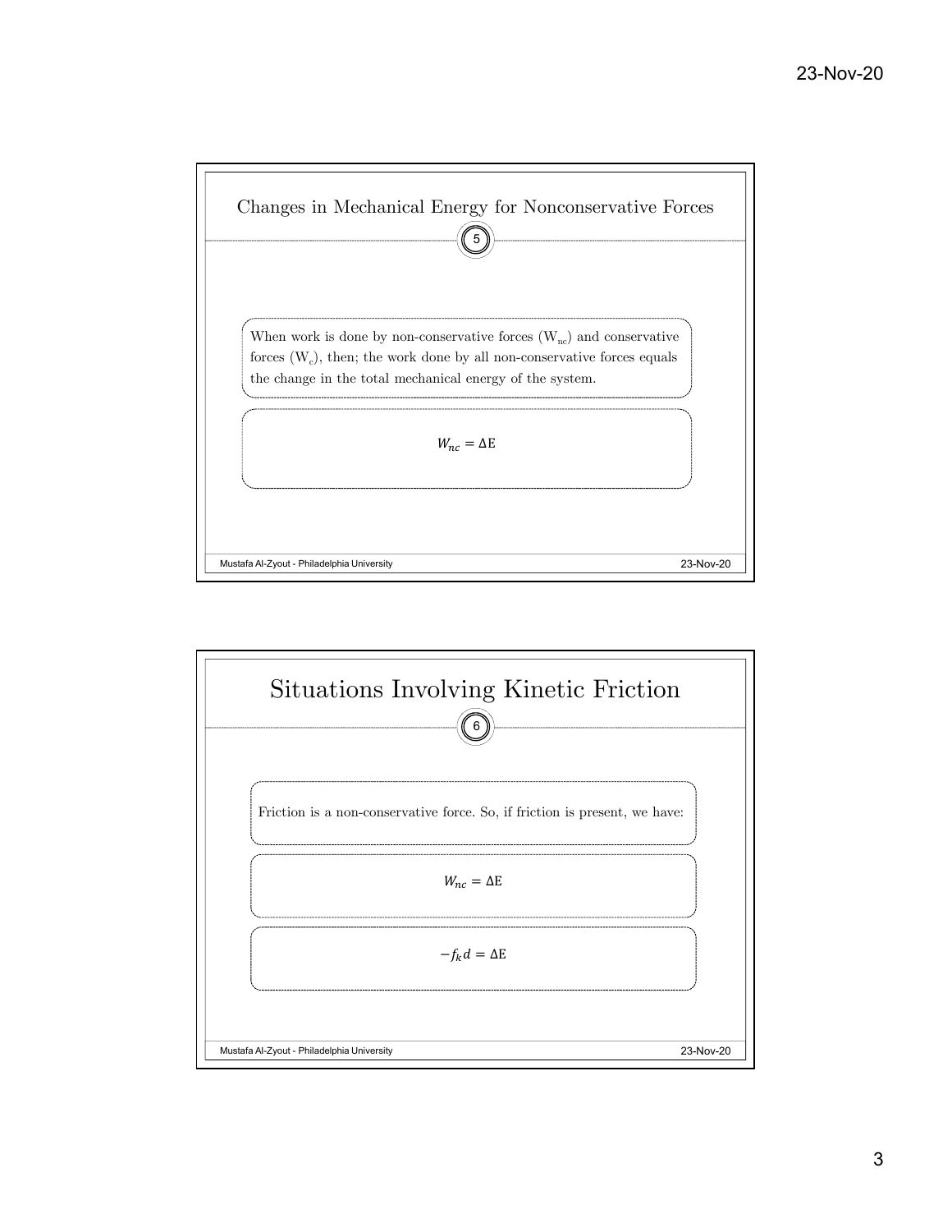## Changes in Mechanical Energy for Nonconservative Forces

When work is done by non-conservative forces ($W_{nc}$) and conservative forces ($W_c$), then; the work done by all non-conservative forces equals the change in the total mechanical energy of the system.

$$W_{nc} = \Delta E$$

## Situations Involving Kinetic Friction

Friction is a non-conservative force. So, if friction is present, we have:

$$W_{nc} = \Delta E$$

$$-f_k d = \Delta E$$